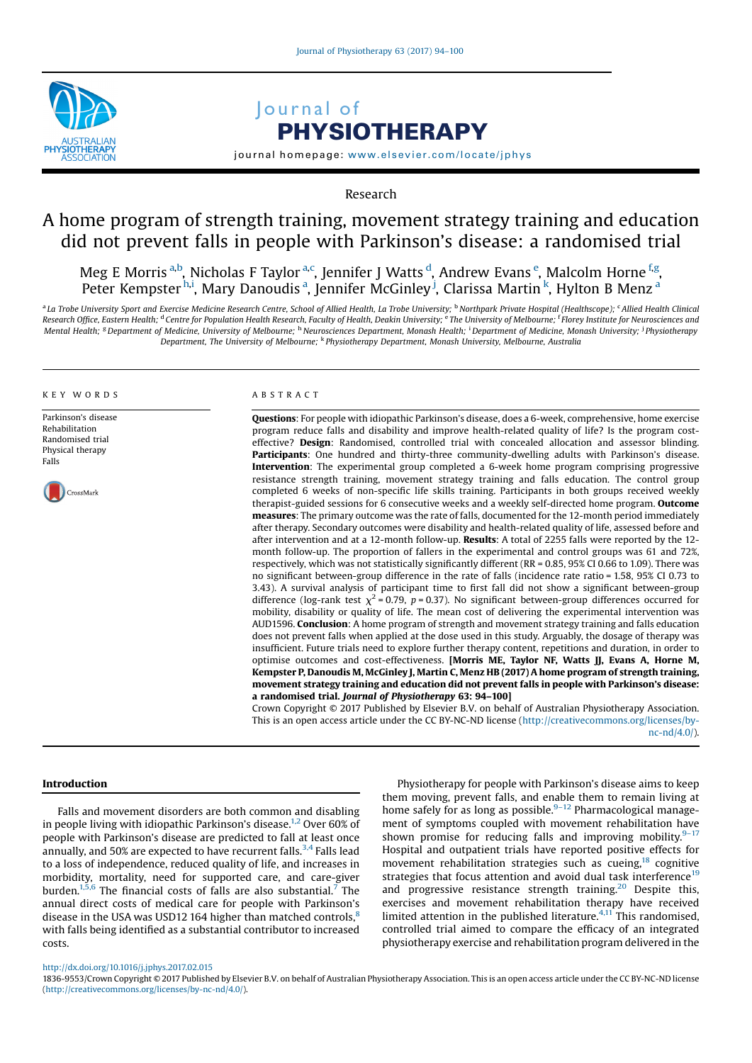Research

# A home program of strength training, movement strategy training and education did not prevent falls in people with Parkinson's disease: a randomised trial

Meg E Morris [a,b], Nicholas F Taylor [a,c], Jennifer J Watts [d], Andrew Evans [e], Malcolm Horne [f,g], Peter Kempster [h,i], Mary Danoudis [a], Jennifer McGinley [j], Clarissa Martin [k], Hylton B Menz [a]

[a] La Trobe University Sport and Exercise Medicine Research Centre, School of Allied Health, La Trobe University; [b] Northpark Private Hospital (Healthscope); [c] Allied Health Clinical Research Office, Eastern Health; [d] Centre for Population Health Research, Faculty of Health, Deakin University; [e] The University of Melbourne; [f] Florey Institute for Neurosciences and Mental Health; [g] Department of Medicine, University of Melbourne; [h] Neurosciences Department, Monash Health; [i] Department of Medicine, Monash University; [j] Physiotherapy Department, The University of Melbourne; [k] Physiotherapy Department, Monash University, Melbourne, Australia

## KEY WORDS

Parkinson's disease
Rehabilitation
Randomised trial
Physical therapy
Falls

## ABSTRACT

**Questions**: For people with idiopathic Parkinson's disease, does a 6-week, comprehensive, home exercise program reduce falls and disability and improve health-related quality of life? Is the program cost-effective? **Design**: Randomised, controlled trial with concealed allocation and assessor blinding. **Participants**: One hundred and thirty-three community-dwelling adults with Parkinson's disease. **Intervention**: The experimental group completed a 6-week home program comprising progressive resistance strength training, movement strategy training and falls education. The control group completed 6 weeks of non-specific life skills training. Participants in both groups received weekly therapist-guided sessions for 6 consecutive weeks and a weekly self-directed home program. **Outcome measures**: The primary outcome was the rate of falls, documented for the 12-month period immediately after therapy. Secondary outcomes were disability and health-related quality of life, assessed before and after intervention and at a 12-month follow-up. **Results**: A total of 2255 falls were reported by the 12-month follow-up. The proportion of fallers in the experimental and control groups was 61 and 72%, respectively, which was not statistically significantly different (RR = 0.85, 95% CI 0.66 to 1.09). There was no significant between-group difference in the rate of falls (incidence rate ratio = 1.58, 95% CI 0.73 to 3.43). A survival analysis of participant time to first fall did not show a significant between-group difference (log-rank test $\chi^2 = 0.79$, $p = 0.37$). No significant between-group differences occurred for mobility, disability or quality of life. The mean cost of delivering the experimental intervention was AUD1596. **Conclusion**: A home program of strength and movement strategy training and falls education does not prevent falls when applied at the dose used in this study. Arguably, the dosage of therapy was insufficient. Future trials need to explore further therapy content, repetitions and duration, in order to optimise outcomes and cost-effectiveness. **[Morris ME, Taylor NF, Watts JJ, Evans A, Horne M, Kempster P, Danoudis M, McGinley J, Martin C, Menz HB (2017) A home program of strength training, movement strategy training and education did not prevent falls in people with Parkinson's disease: a randomised trial. *Journal of Physiotherapy* 63: 94–100]**

Crown Copyright © 2017 Published by Elsevier B.V. on behalf of Australian Physiotherapy Association. This is an open access article under the CC BY-NC-ND license (http://creativecommons.org/licenses/by-nc-nd/4.0/).

## Introduction

Falls and movement disorders are both common and disabling in people living with idiopathic Parkinson's disease.[1,2] Over 60% of people with Parkinson's disease are predicted to fall at least once annually, and 50% are expected to have recurrent falls.[3,4] Falls lead to a loss of independence, reduced quality of life, and increases in morbidity, mortality, need for supported care, and care-giver burden.[1,5,6] The financial costs of falls are also substantial.[7] The annual direct costs of medical care for people with Parkinson's disease in the USA was USD12 164 higher than matched controls,[8] with falls being identified as a substantial contributor to increased costs.

Physiotherapy for people with Parkinson's disease aims to keep them moving, prevent falls, and enable them to remain living at home safely for as long as possible.[9–12] Pharmacological management of symptoms coupled with movement rehabilitation have shown promise for reducing falls and improving mobility.[9–17] Hospital and outpatient trials have reported positive effects for movement rehabilitation strategies such as cueing,[18] cognitive strategies that focus attention and avoid dual task interference[19] and progressive resistance strength training.[20] Despite this, exercises and movement rehabilitation therapy have received limited attention in the published literature.[4,11] This randomised, controlled trial aimed to compare the efficacy of an integrated physiotherapy exercise and rehabilitation program delivered in the

http://dx.doi.org/10.1016/j.jphys.2017.02.015
1836-9553/Crown Copyright © 2017 Published by Elsevier B.V. on behalf of Australian Physiotherapy Association. This is an open access article under the CC BY-NC-ND license (http://creativecommons.org/licenses/by-nc-nd/4.0/).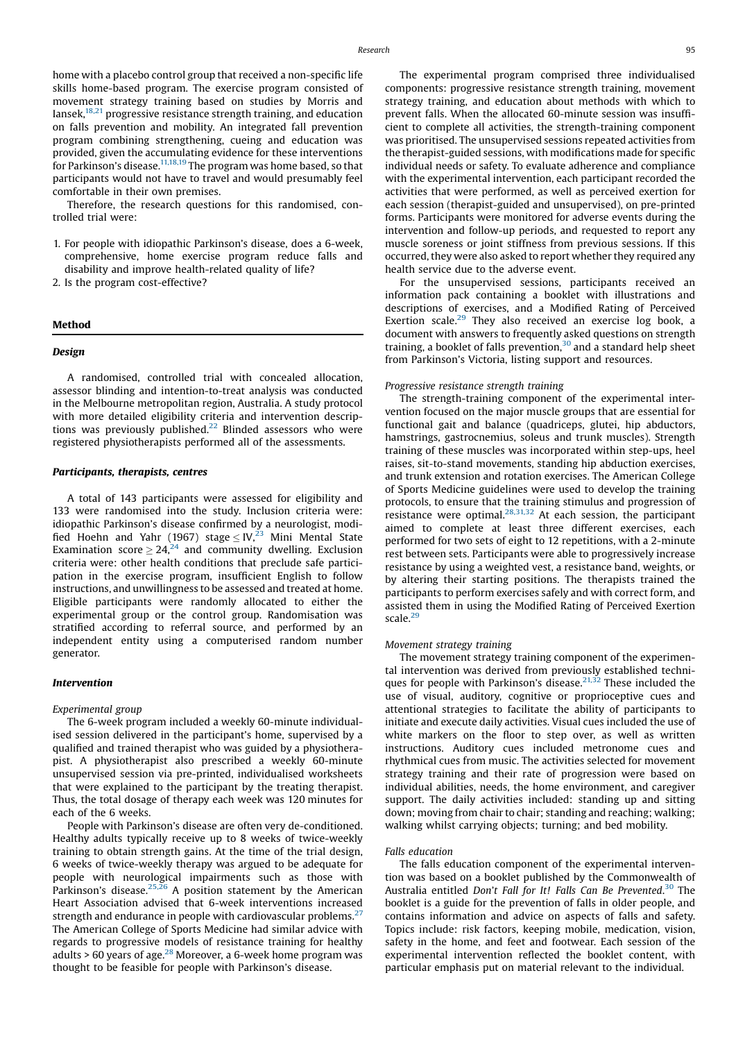home with a placebo control group that received a non-specific life skills home-based program. The exercise program consisted of movement strategy training based on studies by Morris and Iansek,[18,21] progressive resistance strength training, and education on falls prevention and mobility. An integrated fall prevention program combining strengthening, cueing and education was provided, given the accumulating evidence for these interventions for Parkinson's disease.[11,18,19] The program was home based, so that participants would not have to travel and would presumably feel comfortable in their own premises.

Therefore, the research questions for this randomised, controlled trial were:

1. For people with idiopathic Parkinson's disease, does a 6-week, comprehensive, home exercise program reduce falls and disability and improve health-related quality of life?
2. Is the program cost-effective?

## Method

### Design

A randomised, controlled trial with concealed allocation, assessor blinding and intention-to-treat analysis was conducted in the Melbourne metropolitan region, Australia. A study protocol with more detailed eligibility criteria and intervention descriptions was previously published.[22] Blinded assessors who were registered physiotherapists performed all of the assessments.

### Participants, therapists, centres

A total of 143 participants were assessed for eligibility and 133 were randomised into the study. Inclusion criteria were: idiopathic Parkinson's disease confirmed by a neurologist, modified Hoehn and Yahr (1967) stage $\leq$ IV,[23] Mini Mental State Examination score $\geq$ 24,[24] and community dwelling. Exclusion criteria were: other health conditions that preclude safe participation in the exercise program, insufficient English to follow instructions, and unwillingness to be assessed and treated at home. Eligible participants were randomly allocated to either the experimental group or the control group. Randomisation was stratified according to referral source, and performed by an independent entity using a computerised random number generator.

### Intervention

*Experimental group*

The 6-week program included a weekly 60-minute individualised session delivered in the participant's home, supervised by a qualified and trained therapist who was guided by a physiotherapist. A physiotherapist also prescribed a weekly 60-minute unsupervised session via pre-printed, individualised worksheets that were explained to the participant by the treating therapist. Thus, the total dosage of therapy each week was 120 minutes for each of the 6 weeks.

People with Parkinson's disease are often very de-conditioned. Healthy adults typically receive up to 8 weeks of twice-weekly training to obtain strength gains. At the time of the trial design, 6 weeks of twice-weekly therapy was argued to be adequate for people with neurological impairments such as those with Parkinson's disease.[25,26] A position statement by the American Heart Association advised that 6-week interventions increased strength and endurance in people with cardiovascular problems.[27] The American College of Sports Medicine had similar advice with regards to progressive models of resistance training for healthy adults > 60 years of age.[28] Moreover, a 6-week home program was thought to be feasible for people with Parkinson's disease.

The experimental program comprised three individualised components: progressive resistance strength training, movement strategy training, and education about methods with which to prevent falls. When the allocated 60-minute session was insufficient to complete all activities, the strength-training component was prioritised. The unsupervised sessions repeated activities from the therapist-guided sessions, with modifications made for specific individual needs or safety. To evaluate adherence and compliance with the experimental intervention, each participant recorded the activities that were performed, as well as perceived exertion for each session (therapist-guided and unsupervised), on pre-printed forms. Participants were monitored for adverse events during the intervention and follow-up periods, and requested to report any muscle soreness or joint stiffness from previous sessions. If this occurred, they were also asked to report whether they required any health service due to the adverse event.

For the unsupervised sessions, participants received an information pack containing a booklet with illustrations and descriptions of exercises, and a Modified Rating of Perceived Exertion scale.[29] They also received an exercise log book, a document with answers to frequently asked questions on strength training, a booklet of falls prevention,[30] and a standard help sheet from Parkinson's Victoria, listing support and resources.

*Progressive resistance strength training*

The strength-training component of the experimental intervention focused on the major muscle groups that are essential for functional gait and balance (quadriceps, glutei, hip abductors, hamstrings, gastrocnemius, soleus and trunk muscles). Strength training of these muscles was incorporated within step-ups, heel raises, sit-to-stand movements, standing hip abduction exercises, and trunk extension and rotation exercises. The American College of Sports Medicine guidelines were used to develop the training protocols, to ensure that the training stimulus and progression of resistance were optimal.[28,31,32] At each session, the participant aimed to complete at least three different exercises, each performed for two sets of eight to 12 repetitions, with a 2-minute rest between sets. Participants were able to progressively increase resistance by using a weighted vest, a resistance band, weights, or by altering their starting positions. The therapists trained the participants to perform exercises safely and with correct form, and assisted them in using the Modified Rating of Perceived Exertion scale.[29]

*Movement strategy training*

The movement strategy training component of the experimental intervention was derived from previously established techniques for people with Parkinson's disease.[21,32] These included the use of visual, auditory, cognitive or proprioceptive cues and attentional strategies to facilitate the ability of participants to initiate and execute daily activities. Visual cues included the use of white markers on the floor to step over, as well as written instructions. Auditory cues included metronome cues and rhythmical cues from music. The activities selected for movement strategy training and their rate of progression were based on individual abilities, needs, the home environment, and caregiver support. The daily activities included: standing up and sitting down; moving from chair to chair; standing and reaching; walking; walking whilst carrying objects; turning; and bed mobility.

*Falls education*

The falls education component of the experimental intervention was based on a booklet published by the Commonwealth of Australia entitled *Don't Fall for It! Falls Can Be Prevented*.[30] The booklet is a guide for the prevention of falls in older people, and contains information and advice on aspects of falls and safety. Topics include: risk factors, keeping mobile, medication, vision, safety in the home, and feet and footwear. Each session of the experimental intervention reflected the booklet content, with particular emphasis put on material relevant to the individual.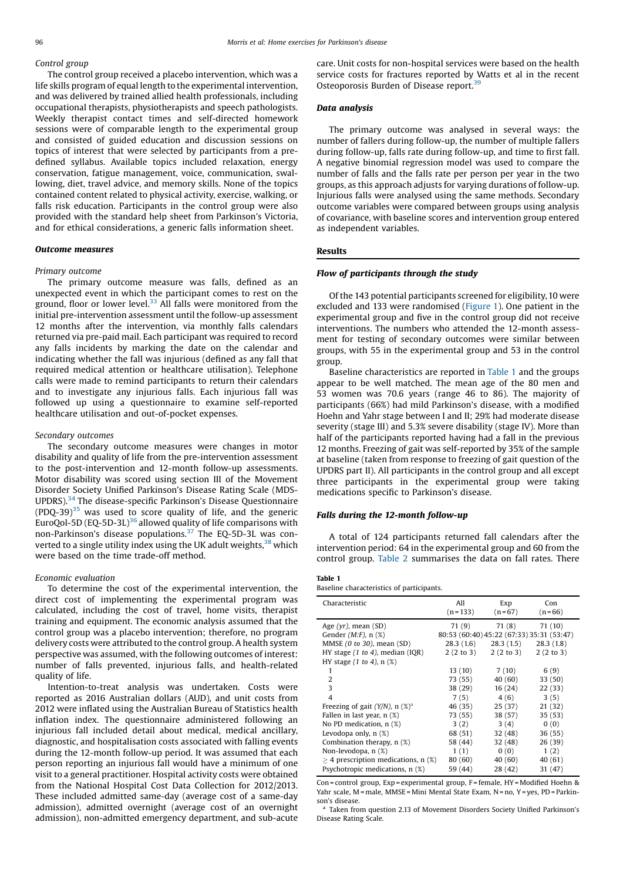#### Control group

The control group received a placebo intervention, which was a life skills program of equal length to the experimental intervention, and was delivered by trained allied health professionals, including occupational therapists, physiotherapists and speech pathologists. Weekly therapist contact times and self-directed homework sessions were of comparable length to the experimental group and consisted of guided education and discussion sessions on topics of interest that were selected by participants from a pre-defined syllabus. Available topics included relaxation, energy conservation, fatigue management, voice, communication, swallowing, diet, travel advice, and memory skills. None of the topics contained content related to physical activity, exercise, walking, or falls risk education. Participants in the control group were also provided with the standard help sheet from Parkinson's Victoria, and for ethical considerations, a generic falls information sheet.

### Outcome measures

#### Primary outcome

The primary outcome measure was falls, defined as an unexpected event in which the participant comes to rest on the ground, floor or lower level.[33] All falls were monitored from the initial pre-intervention assessment until the follow-up assessment 12 months after the intervention, via monthly falls calendars returned via pre-paid mail. Each participant was required to record any falls incidents by marking the date on the calendar and indicating whether the fall was injurious (defined as any fall that required medical attention or healthcare utilisation). Telephone calls were made to remind participants to return their calendars and to investigate any injurious falls. Each injurious fall was followed up using a questionnaire to examine self-reported healthcare utilisation and out-of-pocket expenses.

#### Secondary outcomes

The secondary outcome measures were changes in motor disability and quality of life from the pre-intervention assessment to the post-intervention and 12-month follow-up assessments. Motor disability was scored using section III of the Movement Disorder Society Unified Parkinson's Disease Rating Scale (MDS-UPDRS).[34] The disease-specific Parkinson's Disease Questionnaire (PDQ-39)[35] was used to score quality of life, and the generic EuroQol-5D (EQ-5D-3L)[36] allowed quality of life comparisons with non-Parkinson's disease populations.[37] The EQ-5D-3L was converted to a single utility index using the UK adult weights,[38] which were based on the time trade-off method.

#### Economic evaluation

To determine the cost of the experimental intervention, the direct cost of implementing the experimental program was calculated, including the cost of travel, home visits, therapist training and equipment. The economic analysis assumed that the control group was a placebo intervention; therefore, no program delivery costs were attributed to the control group. A health system perspective was assumed, with the following outcomes of interest: number of falls prevented, injurious falls, and health-related quality of life.

Intention-to-treat analysis was undertaken. Costs were reported as 2016 Australian dollars (AUD), and unit costs from 2012 were inflated using the Australian Bureau of Statistics health inflation index. The questionnaire administered following an injurious fall included detail about medical, medical ancillary, diagnostic, and hospitalisation costs associated with falling events during the 12-month follow-up period. It was assumed that each person reporting an injurious fall would have a minimum of one visit to a general practitioner. Hospital activity costs were obtained from the National Hospital Cost Data Collection for 2012/2013. These included admitted same-day (average cost of a same-day admission), admitted overnight (average cost of an overnight admission), non-admitted emergency department, and sub-acute care. Unit costs for non-hospital services were based on the health service costs for fractures reported by Watts et al in the recent Osteoporosis Burden of Disease report.[39]

### Data analysis

The primary outcome was analysed in several ways: the number of fallers during follow-up, the number of multiple fallers during follow-up, falls rate during follow-up, and time to first fall. A negative binomial regression model was used to compare the number of falls and the falls rate per person per year in the two groups, as this approach adjusts for varying durations of follow-up. Injurious falls were analysed using the same methods. Secondary outcome variables were compared between groups using analysis of covariance, with baseline scores and intervention group entered as independent variables.

## Results

### Flow of participants through the study

Of the 143 potential participants screened for eligibility, 10 were excluded and 133 were randomised (Figure 1). One patient in the experimental group and five in the control group did not receive interventions. The numbers who attended the 12-month assessment for testing of secondary outcomes were similar between groups, with 55 in the experimental group and 53 in the control group.

Baseline characteristics are reported in Table 1 and the groups appear to be well matched. The mean age of the 80 men and 53 women was 70.6 years (range 46 to 86). The majority of participants (66%) had mild Parkinson's disease, with a modified Hoehn and Yahr stage between I and II; 29% had moderate disease severity (stage III) and 5.3% severe disability (stage IV). More than half of the participants reported having had a fall in the previous 12 months. Freezing of gait was self-reported by 35% of the sample at baseline (taken from response to freezing of gait question of the UPDRS part II). All participants in the control group and all except three participants in the experimental group were taking medications specific to Parkinson's disease.

### Falls during the 12-month follow-up

A total of 124 participants returned fall calendars after the intervention period: 64 in the experimental group and 60 from the control group. Table 2 summarises the data on fall rates. There

**Table 1**
Baseline characteristics of participants.

| Characteristic | All (n = 133) | Exp (n = 67) | Con (n = 66) |
|---|---|---|---|
| Age *(yr)*, mean (SD) | 71 (9) | 71 (8) | 71 (10) |
| Gender *(M:F)*, n (%) | 80:53 (60:40) | 45:22 (67:33) | 35:31 (53:47) |
| MMSE *(0 to 30)*, mean (SD) | 28.3 (1.6) | 28.3 (1.5) | 28.3 (1.8) |
| HY stage *(1 to 4)*, median (IQR) | 2 (2 to 3) | 2 (2 to 3) | 2 (2 to 3) |
| HY stage *(1 to 4)*, n (%) | | | |
| 1 | 13 (10) | 7 (10) | 6 (9) |
| 2 | 73 (55) | 40 (60) | 33 (50) |
| 3 | 38 (29) | 16 (24) | 22 (33) |
| 4 | 7 (5) | 4 (6) | 3 (5) |
| Freezing of gait *(Y/N)*, n (%)[a] | 46 (35) | 25 (37) | 21 (32) |
| Fallen in last year, n (%) | 73 (55) | 38 (57) | 35 (53) |
| No PD medication, n (%) | 3 (2) | 3 (4) | 0 (0) |
| Levodopa only, n (%) | 68 (51) | 32 (48) | 36 (55) |
| Combination therapy, n (%) | 58 (44) | 32 (48) | 26 (39) |
| Non-levodopa, n (%) | 1 (1) | 0 (0) | 1 (2) |
| $\geq$ 4 prescription medications, n (%) | 80 (60) | 40 (60) | 40 (61) |
| Psychotropic medications, n (%) | 59 (44) | 28 (42) | 31 (47) |

Con = control group, Exp = experimental group, F = female, HY = Modified Hoehn & Yahr scale, M = male, MMSE = Mini Mental State Exam, N = no, Y = yes, PD = Parkinson's disease.

[a] Taken from question 2.13 of Movement Disorders Society Unified Parkinson's Disease Rating Scale.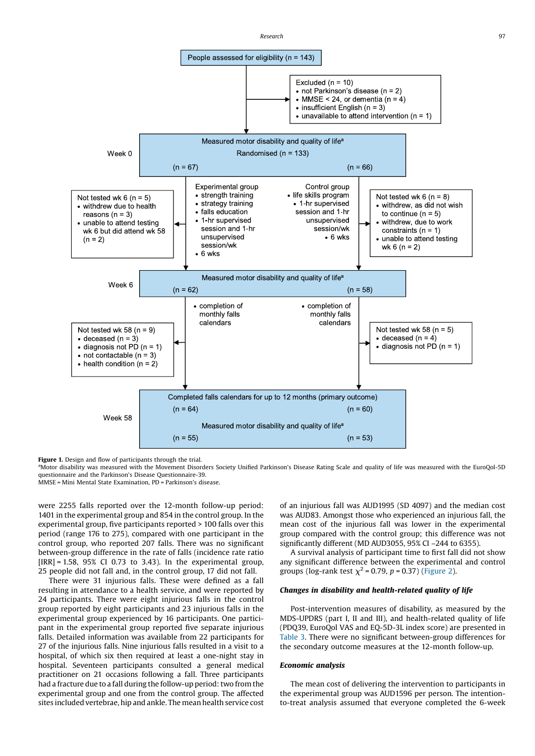People assessed for eligibility (n = 143)

Excluded (n = 10)
- not Parkinson's disease (n = 2)
- MMSE < 24, or dementia (n = 4)
- insufficient English (n = 3)
- unavailable to attend intervention (n = 1)

Week 0

Measured motor disability and quality of life[a]

Randomised (n = 133)

(n = 67) (n = 66)

Experimental group
- strength training
- strategy training
- falls education
- 1-hr supervised session and 1-hr unsupervised session/wk
- 6 wks

Control group
- life skills program
- 1-hr supervised session and 1-hr unsupervised session/wk
- 6 wks

Not tested wk 6 (n = 5)
- withdrew due to health reasons (n = 3)
- unable to attend testing wk 6 but did attend wk 58 (n = 2)

Not tested wk 6 (n = 8)
- withdrew, as did not wish to continue (n = 5)
- withdrew, due to work constraints (n = 1)
- unable to attend testing wk 6 (n = 2)

Week 6

Measured motor disability and quality of life[a]

(n = 62) (n = 58)

- completion of monthly falls calendars
- completion of monthly falls calendars

Not tested wk 58 (n = 9)
- deceased (n = 3)
- diagnosis not PD (n = 1)
- not contactable (n = 3)
- health condition (n = 2)

Not tested wk 58 (n = 5)
- deceased (n = 4)
- diagnosis not PD (n = 1)

Week 58

Completed falls calendars for up to 12 months (primary outcome)

(n = 64) (n = 60)

Measured motor disability and quality of life[a]

(n = 55) (n = 53)

**Figure 1.** Design and flow of participants through the trial.
[a]Motor disability was measured with the Movement Disorders Society Unified Parkinson's Disease Rating Scale and quality of life was measured with the EuroQol-5D questionnaire and the Parkinson's Disease Questionnaire-39.
MMSE = Mini Mental State Examination, PD = Parkinson's disease.

were 2255 falls reported over the 12-month follow-up period: 1401 in the experimental group and 854 in the control group. In the experimental group, five participants reported > 100 falls over this period (range 176 to 275), compared with one participant in the control group, who reported 207 falls. There was no significant between-group difference in the rate of falls (incidence rate ratio [IRR] = 1.58, 95% CI 0.73 to 3.43). In the experimental group, 25 people did not fall and, in the control group, 17 did not fall.

There were 31 injurious falls. These were defined as a fall resulting in attendance to a health service, and were reported by 24 participants. There were eight injurious falls in the control group reported by eight participants and 23 injurious falls in the experimental group experienced by 16 participants. One participant in the experimental group reported five separate injurious falls. Detailed information was available from 22 participants for 27 of the injurious falls. Nine injurious falls resulted in a visit to a hospital, of which six then required at least a one-night stay in hospital. Seventeen participants consulted a general medical practitioner on 21 occasions following a fall. Three participants had a fracture due to a fall during the follow-up period: two from the experimental group and one from the control group. The affected sites included vertebrae, hip and ankle. The mean health service cost of an injurious fall was AUD1995 (SD 4097) and the median cost was AUD83. Amongst those who experienced an injurious fall, the mean cost of the injurious fall was lower in the experimental group compared with the control group; this difference was not significantly different (MD AUD3055, 95% CI –244 to 6355).

A survival analysis of participant time to first fall did not show any significant difference between the experimental and control groups (log-rank test $\chi^2 = 0.79$, $p = 0.37$) (Figure 2).

### Changes in disability and health-related quality of life

Post-intervention measures of disability, as measured by the MDS-UPDRS (part I, II and III), and health-related quality of life (PDQ39, EuroQol VAS and EQ-5D-3L index score) are presented in Table 3. There were no significant between-group differences for the secondary outcome measures at the 12-month follow-up.

### Economic analysis

The mean cost of delivering the intervention to participants in the experimental group was AUD1596 per person. The intention-to-treat analysis assumed that everyone completed the 6-week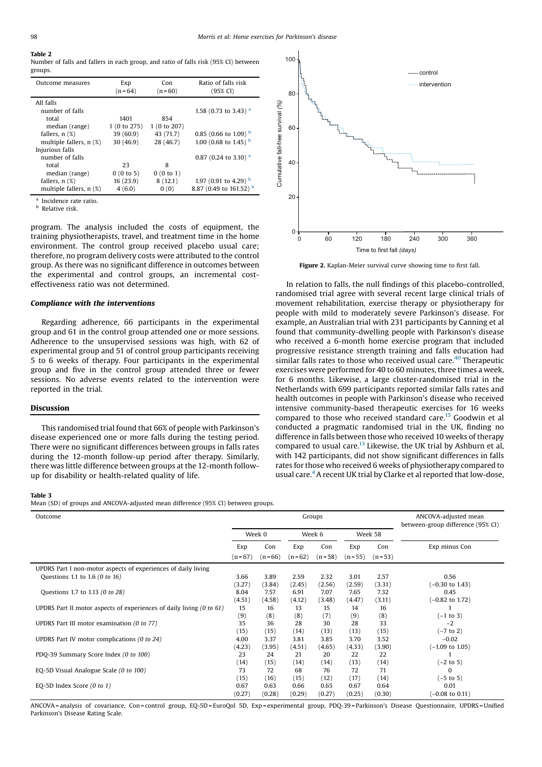**Table 2**
Number of falls and fallers in each group, and ratio of falls risk (95% CI) between groups.

| Outcome measures | Exp (n = 64) | Con (n = 60) | Ratio of falls risk (95% CI) |
|---|---|---|---|
| All falls | | | |
| number of falls | | | 1.58 (0.73 to 3.43) [a] |
| total | 1401 | 854 | |
| median (range) | 1 (0 to 275) | 1 (0 to 207) | |
| fallers, n (%) | 39 (60.9) | 43 (71.7) | 0.85 (0.66 to 1.09) [b] |
| multiple fallers, n (%) | 30 (46.9) | 28 (46.7) | 1.00 (0.68 to 1.45) [b] |
| Injurious falls | | | |
| number of falls | | | 0.87 (0.24 to 3.10) [a] |
| total | 23 | 8 | |
| median (range) | 0 (0 to 5) | 0 (0 to 1) | |
| fallers, n (%) | 16 (23.9) | 8 (12.1) | 1.97 (0.91 to 4.29) [b] |
| multiple fallers, n (%) | 4 (6.0) | 0 (0) | 8.87 (0.49 to 161.52) [b] |

[a] Incidence rate ratio.
[b] Relative risk.

program. The analysis included the costs of equipment, the training physiotherapists, travel, and treatment time in the home environment. The control group received placebo usual care; therefore, no program delivery costs were attributed to the control group. As there was no significant difference in outcomes between the experimental and control groups, an incremental cost-effectiveness ratio was not determined.

### *Compliance with the interventions*

Regarding adherence, 66 participants in the experimental group and 61 in the control group attended one or more sessions. Adherence to the unsupervised sessions was high, with 62 of experimental group and 51 of control group participants receiving 5 to 6 weeks of therapy. Four participants in the experimental group and five in the control group attended three or fewer sessions. No adverse events related to the intervention were reported in the trial.

## Discussion

This randomised trial found that 66% of people with Parkinson's disease experienced one or more falls during the testing period. There were no significant differences between groups in falls rates during the 12-month follow-up period after therapy. Similarly, there was little difference between groups at the 12-month follow-up for disability or health-related quality of life.

**Figure 2.** Kaplan-Meier survival curve showing time to first fall.

In relation to falls, the null findings of this placebo-controlled, randomised trial agree with several recent large clinical trials of movement rehabilitation, exercise therapy or physiotherapy for people with mild to moderately severe Parkinson's disease. For example, an Australian trial with 231 participants by Canning et al found that community-dwelling people with Parkinson's disease who received a 6-month home exercise program that included progressive resistance strength training and falls education had similar falls rates to those who received usual care.[40] Therapeutic exercises were performed for 40 to 60 minutes, three times a week, for 6 months. Likewise, a large cluster-randomised trial in the Netherlands with 699 participants reported similar falls rates and health outcomes in people with Parkinson's disease who received intensive community-based therapeutic exercises for 16 weeks compared to those who received standard care.[15] Goodwin et al conducted a pragmatic randomised trial in the UK, finding no difference in falls between those who received 10 weeks of therapy compared to usual care.[13] Likewise, the UK trial by Ashburn et al, with 142 participants, did not show significant differences in falls rates for those who received 6 weeks of physiotherapy compared to usual care.[4] A recent UK trial by Clarke et al reported that low-dose,

**Table 3**
Mean (SD) of groups and ANCOVA-adjusted mean difference (95% CI) between groups.

| Outcome | Groups | | | | | | ANCOVA-adjusted mean between-group difference (95% CI) |
|---|---|---|---|---|---|---|---|
| | Week 0 | | Week 6 | | Week 58 | | |
| | Exp (n = 67) | Con (n = 66) | Exp (n = 62) | Con (n = 58) | Exp (n = 55) | Con (n = 53) | Exp minus Con |
| UPDRS Part I non-motor aspects of experiences of daily living | | | | | | | |
| Questions 1.1 to 1.6 *(0 to 16)* | 3.66 (3.27) | 3.89 (3.84) | 2.59 (2.45) | 2.32 (2.56) | 3.01 (2.59) | 2.57 (3.31) | 0.56 (–0.30 to 1.43) |
| Questions 1.7 to 1.13 *(0 to 28)* | 8.04 (4.51) | 7.57 (4.58) | 6.91 (4.12) | 7.07 (3.48) | 7.65 (4.47) | 7.32 (3.11) | 0.45 (–0.82 to 1.72) |
| UPDRS Part II motor aspects of experiences of daily living *(0 to 61)* | 15 (9) | 16 (8) | 13 (8) | 15 (7) | 14 (9) | 16 (8) | 1 (–1 to 3) |
| UPDRS Part III motor examination *(0 to 77)* | 35 (15) | 36 (15) | 28 (14) | 30 (13) | 28 (13) | 33 (15) | –2 (–7 to 2) |
| UPDRS Part IV motor complications *(0 to 24)* | 4.00 (4.23) | 3.37 (3.95) | 3.81 (4.51) | 3.85 (4.65) | 3.70 (4.33) | 3.52 (3.90) | –0.02 (–1.09 to 1.05) |
| PDQ-39 Summary Score Index *(0 to 100)* | 23 (14) | 24 (15) | 21 (14) | 20 (14) | 22 (13) | 22 (14) | 1 (–2 to 5) |
| EQ-5D Visual Analogue Scale *(0 to 100)* | 73 (15) | 72 (16) | 68 (15) | 76 (12) | 72 (17) | 71 (14) | 0 (–5 to 5) |
| EQ-5D Index Score *(0 to 1)* | 0.67 (0.27) | 0.63 (0.28) | 0.66 (0.29) | 0.65 (0.27) | 0.67 (0.25) | 0.64 (0.30) | 0.01 (–0.08 to 0.11) |

ANCOVA = analysis of covariance, Con = control group, EQ-5D = EuroQol 5D, Exp = experimental group, PDQ-39 = Parkinson's Disease Questionnaire, UPDRS = Unified Parkinson's Disease Rating Scale.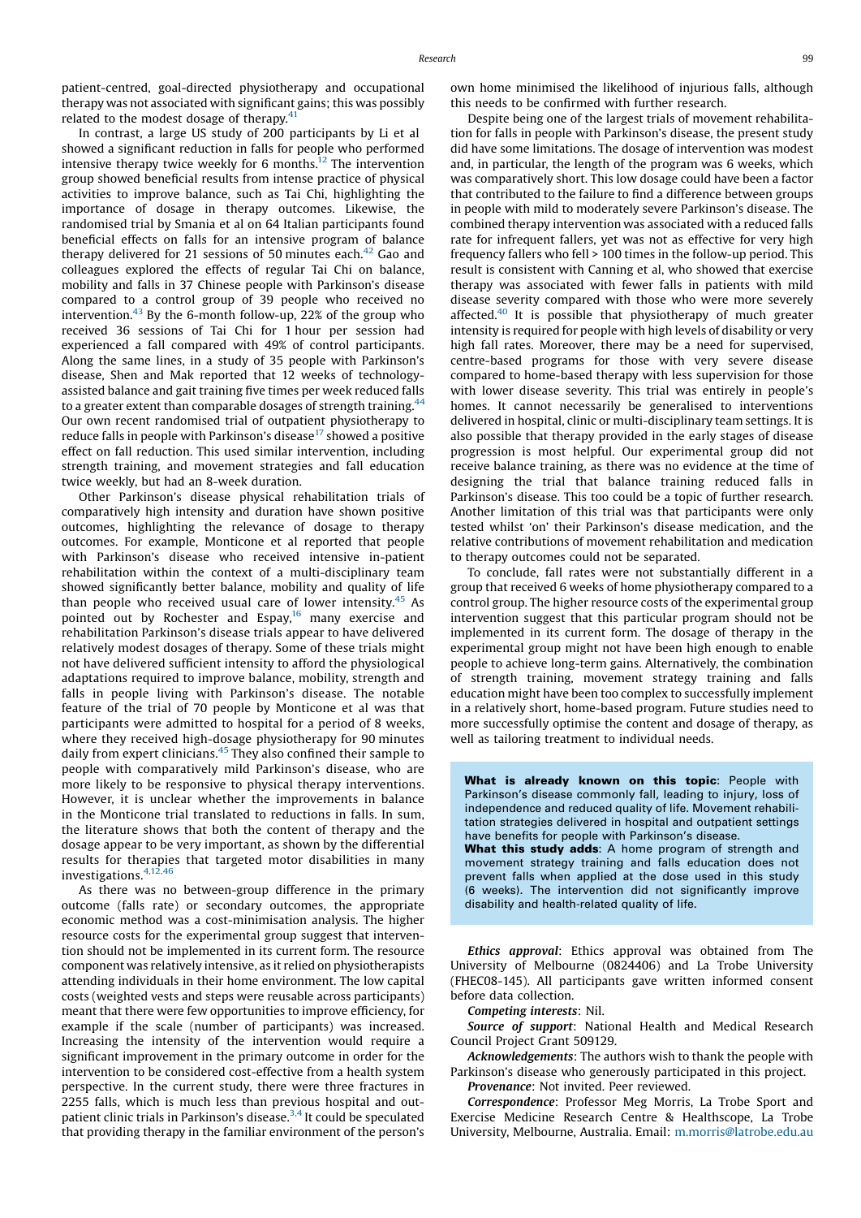patient-centred, goal-directed physiotherapy and occupational therapy was not associated with significant gains; this was possibly related to the modest dosage of therapy.[41]

In contrast, a large US study of 200 participants by Li et al showed a significant reduction in falls for people who performed intensive therapy twice weekly for 6 months.[12] The intervention group showed beneficial results from intense practice of physical activities to improve balance, such as Tai Chi, highlighting the importance of dosage in therapy outcomes. Likewise, the randomised trial by Smania et al on 64 Italian participants found beneficial effects on falls for an intensive program of balance therapy delivered for 21 sessions of 50 minutes each.[42] Gao and colleagues explored the effects of regular Tai Chi on balance, mobility and falls in 37 Chinese people with Parkinson's disease compared to a control group of 39 people who received no intervention.[43] By the 6-month follow-up, 22% of the group who received 36 sessions of Tai Chi for 1 hour per session had experienced a fall compared with 49% of control participants. Along the same lines, in a study of 35 people with Parkinson's disease, Shen and Mak reported that 12 weeks of technology-assisted balance and gait training five times per week reduced falls to a greater extent than comparable dosages of strength training.[44] Our own recent randomised trial of outpatient physiotherapy to reduce falls in people with Parkinson's disease[17] showed a positive effect on fall reduction. This used similar intervention, including strength training, and movement strategies and fall education twice weekly, but had an 8-week duration.

Other Parkinson's disease physical rehabilitation trials of comparatively high intensity and duration have shown positive outcomes, highlighting the relevance of dosage to therapy outcomes. For example, Monticone et al reported that people with Parkinson's disease who received intensive in-patient rehabilitation within the context of a multi-disciplinary team showed significantly better balance, mobility and quality of life than people who received usual care of lower intensity.[45] As pointed out by Rochester and Espay,[16] many exercise and rehabilitation Parkinson's disease trials appear to have delivered relatively modest dosages of therapy. Some of these trials might not have delivered sufficient intensity to afford the physiological adaptations required to improve balance, mobility, strength and falls in people living with Parkinson's disease. The notable feature of the trial of 70 people by Monticone et al was that participants were admitted to hospital for a period of 8 weeks, where they received high-dosage physiotherapy for 90 minutes daily from expert clinicians.[45] They also confined their sample to people with comparatively mild Parkinson's disease, who are more likely to be responsive to physical therapy interventions. However, it is unclear whether the improvements in balance in the Monticone trial translated to reductions in falls. In sum, the literature shows that both the content of therapy and the dosage appear to be very important, as shown by the differential results for therapies that targeted motor disabilities in many investigations.[4,12,46]

As there was no between-group difference in the primary outcome (falls rate) or secondary outcomes, the appropriate economic method was a cost-minimisation analysis. The higher resource costs for the experimental group suggest that intervention should not be implemented in its current form. The resource component was relatively intensive, as it relied on physiotherapists attending individuals in their home environment. The low capital costs (weighted vests and steps were reusable across participants) meant that there were few opportunities to improve efficiency, for example if the scale (number of participants) was increased. Increasing the intensity of the intervention would require a significant improvement in the primary outcome in order for the intervention to be considered cost-effective from a health system perspective. In the current study, there were three fractures in 2255 falls, which is much less than previous hospital and outpatient clinic trials in Parkinson's disease.[3,4] It could be speculated that providing therapy in the familiar environment of the person's own home minimised the likelihood of injurious falls, although this needs to be confirmed with further research.

Despite being one of the largest trials of movement rehabilitation for falls in people with Parkinson's disease, the present study did have some limitations. The dosage of intervention was modest and, in particular, the length of the program was 6 weeks, which was comparatively short. This low dosage could have been a factor that contributed to the failure to find a difference between groups in people with mild to moderately severe Parkinson's disease. The combined therapy intervention was associated with a reduced falls rate for infrequent fallers, yet was not as effective for very high frequency fallers who fell > 100 times in the follow-up period. This result is consistent with Canning et al, who showed that exercise therapy was associated with fewer falls in patients with mild disease severity compared with those who were more severely affected.[40] It is possible that physiotherapy of much greater intensity is required for people with high levels of disability or very high fall rates. Moreover, there may be a need for supervised, centre-based programs for those with very severe disease compared to home-based therapy with less supervision for those with lower disease severity. This trial was entirely in people's homes. It cannot necessarily be generalised to interventions delivered in hospital, clinic or multi-disciplinary team settings. It is also possible that therapy provided in the early stages of disease progression is most helpful. Our experimental group did not receive balance training, as there was no evidence at the time of designing the trial that balance training reduced falls in Parkinson's disease. This too could be a topic of further research. Another limitation of this trial was that participants were only tested whilst 'on' their Parkinson's disease medication, and the relative contributions of movement rehabilitation and medication to therapy outcomes could not be separated.

To conclude, fall rates were not substantially different in a group that received 6 weeks of home physiotherapy compared to a control group. The higher resource costs of the experimental group intervention suggest that this particular program should not be implemented in its current form. The dosage of therapy in the experimental group might not have been high enough to enable people to achieve long-term gains. Alternatively, the combination of strength training, movement strategy training and falls education might have been too complex to successfully implement in a relatively short, home-based program. Future studies need to more successfully optimise the content and dosage of therapy, as well as tailoring treatment to individual needs.

**What is already known on this topic**: People with Parkinson's disease commonly fall, leading to injury, loss of independence and reduced quality of life. Movement rehabilitation strategies delivered in hospital and outpatient settings have benefits for people with Parkinson's disease.
**What this study adds**: A home program of strength and movement strategy training and falls education does not prevent falls when applied at the dose used in this study (6 weeks). The intervention did not significantly improve disability and health-related quality of life.

*Ethics approval*: Ethics approval was obtained from The University of Melbourne (0824406) and La Trobe University (FHEC08-145). All participants gave written informed consent before data collection.

*Competing interests*: Nil.

*Source of support*: National Health and Medical Research Council Project Grant 509129.

*Acknowledgements*: The authors wish to thank the people with Parkinson's disease who generously participated in this project.

*Provenance*: Not invited. Peer reviewed.

*Correspondence*: Professor Meg Morris, La Trobe Sport and Exercise Medicine Research Centre & Healthscope, La Trobe University, Melbourne, Australia. Email: m.morris@latrobe.edu.au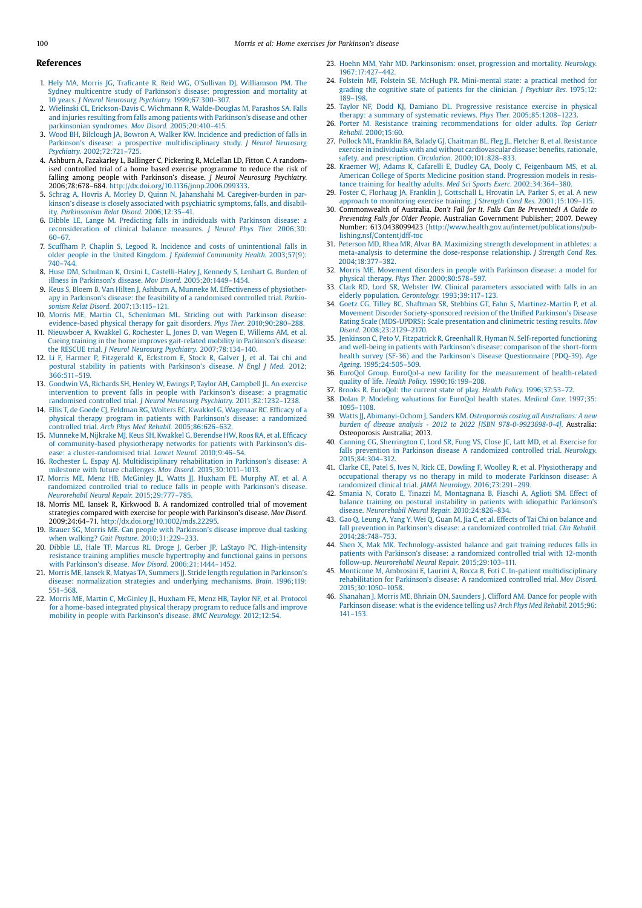## References

1. Hely MA, Morris JG, Traficante R, Reid WG, O'Sullivan DJ, Williamson PM. The Sydney multicentre study of Parkinson's disease: progression and mortality at 10 years. *J Neurol Neurosurg Psychiatry.* 1999;67:300–307.
2. Wielinski CL, Erickson-Davis C, Wichmann R, Walde-Douglas M, Parashos SA. Falls and injuries resulting from falls among patients with Parkinson's disease and other parkinsonian syndromes. *Mov Disord.* 2005;20:410–415.
3. Wood BH, Bilclough JA, Bowron A, Walker RW. Incidence and prediction of falls in Parkinson's disease: a prospective multidisciplinary study. *J Neurol Neurosurg Psychiatry.* 2002;72:721–725.
4. Ashburn A, Fazakarley L, Ballinger C, Pickering R, McLellan LD, Fitton C. A randomised controlled trial of a home based exercise programme to reduce the risk of falling among people with Parkinson's disease. *J Neurol Neurosurg Psychiatry.* 2006;78:678–684. http://dx.doi.org/10.1136/jnnp.2006.099333.
5. Schrag A, Hovris A, Morley D, Quinn N, Jahanshahi M. Caregiver-burden in parkinson's disease is closely associated with psychiatric symptoms, falls, and disability. *Parkinsonism Relat Disord.* 2006;12:35–41.
6. Dibble LE, Lange M. Predicting falls in individuals with Parkinson disease: a reconsideration of clinical balance measures. *J Neurol Phys Ther.* 2006;30:60–67.
7. Scuffham P, Chaplin S, Legood R. Incidence and costs of unintentional falls in older people in the United Kingdom. *J Epidemiol Community Health.* 2003;57(9):740–744.
8. Huse DM, Schulman K, Orsini L, Castelli-Haley J, Kennedy S, Lenhart G. Burden of illness in Parkinson's disease. *Mov Disord.* 2005;20:1449–1454.
9. Keus S, Bloem B, Van Hilten J, Ashburn A, Munneke M. Effectiveness of physiotherapy in Parkinson's disease: the feasibility of a randomised controlled trial. *Parkinsonism Relat Disord.* 2007;13:115–121.
10. Morris ME, Martin CL, Schenkman ML. Striding out with Parkinson disease: evidence-based physical therapy for gait disorders. *Phys Ther.* 2010;90:280–288.
11. Nieuwboer A, Kwakkel G, Rochester L, Jones D, van Wegen E, Willems AM, et al. Cueing training in the home improves gait-related mobility in Parkinson's disease: the RESCUE trial. *J Neurol Neurosurg Psychiatry.* 2007;78:134–140.
12. Li F, Harmer P, Fitzgerald K, Eckstrom E, Stock R, Galver J, et al. Tai chi and postural stability in patients with Parkinson's disease. *N Engl J Med.* 2012;366:511–519.
13. Goodwin VA, Richards SH, Henley W, Ewings P, Taylor AH, Campbell JL. An exercise intervention to prevent falls in people with Parkinson's disease: a pragmatic randomised controlled trial. *J Neurol Neurosurg Psychiatry.* 2011;82:1232–1238.
14. Ellis T, de Goede CJ, Feldman RG, Wolters EC, Kwakkel G, Wagenaar RC. Efficacy of a physical therapy program in patients with Parkinson's disease: a randomized controlled trial. *Arch Phys Med Rehabil.* 2005;86:626–632.
15. Munneke M, Nijkrake MJ, Keus SH, Kwakkel G, Berendse HW, Roos RA, et al. Efficacy of community-based physiotherapy networks for patients with Parkinson's disease: a cluster-randomised trial. *Lancet Neurol.* 2010;9:46–54.
16. Rochester L, Espay AJ. Multidisciplinary rehabilitation in Parkinson's disease: A milestone with future challenges. *Mov Disord.* 2015;30:1011–1013.
17. Morris ME, Menz HB, McGinley JL, Watts JJ, Huxham FE, Murphy AT, et al. A randomized controlled trial to reduce falls in people with Parkinson's disease. *Neurorehabil Neural Repair.* 2015;29:777–785.
18. Morris ME, Iansek R, Kirkwood B. A randomized controlled trial of movement strategies compared with exercise for people with Parkinson's disease. *Mov Disord.* 2009;24:64–71. http://dx.doi.org/10.1002/mds.22295.
19. Brauer SG, Morris ME. Can people with Parkinson's disease improve dual tasking when walking? *Gait Posture.* 2010;31:229–233.
20. Dibble LE, Hale TF, Marcus RL, Droge J, Gerber JP, LaStayo PC. High-intensity resistance training amplifies muscle hypertrophy and functional gains in persons with Parkinson's disease. *Mov Disord.* 2006;21:1444–1452.
21. Morris ME, Iansek R, Matyas TA, Summers JJ. Stride length regulation in Parkinson's disease: normalization strategies and underlying mechanisms. *Brain.* 1996;119:551–568.
22. Morris ME, Martin C, McGinley JL, Huxham FE, Menz HB, Taylor NF, et al. Protocol for a home-based integrated physical therapy program to reduce falls and improve mobility in people with Parkinson's disease. *BMC Neurology.* 2012;12:54.
23. Hoehn MM, Yahr MD. Parkinsonism: onset, progression and mortality. *Neurology.* 1967;17:427–442.
24. Folstein MF, Folstein SE, McHugh PR. Mini-mental state: a practical method for grading the cognitive state of patients for the clinician. *J Psychiatr Res.* 1975;12:189–198.
25. Taylor NF, Dodd KJ, Damiano DL. Progressive resistance exercise in physical therapy: a summary of systematic reviews. *Phys Ther.* 2005;85:1208–1223.
26. Porter M. Resistance training recommendations for older adults. *Top Geriatr Rehabil.* 2000;15:60.
27. Pollock ML, Franklin BA, Balady GJ, Chaitman BL, Fleg JL, Fletcher B, et al. Resistance exercise in individuals with and without cardiovascular disease: benefits, rationale, safety, and prescription. *Circulation.* 2000;101:828–833.
28. Kraemer WJ, Adams K, Cafarelli E, Dudley GA, Dooly C, Feigenbaum MS, et al. American College of Sports Medicine position stand. Progression models in resistance training for healthy adults. *Med Sci Sports Exerc.* 2002;34:364–380.
29. Foster C, Florhaug JA, Franklin J, Gottschall L, Hrovatin LA, Parker S, et al. A new approach to monitoring exercise training. *J Strength Cond Res.* 2001;15:109–115.
30. Commonwealth of Australia. *Don't Fall for It. Falls Can Be Prevented! A Guide to Preventing Falls for Older People.* Australian Government Publisher; 2007. Dewey Number: 613.0438099423 (http://www.health.gov.au/internet/publications/publishing.nsf/Content/dff-toc
31. Peterson MD, Rhea MR, Alvar BA. Maximizing strength development in athletes: a meta-analysis to determine the dose-response relationship. *J Strength Cond Res.* 2004;18:377–382.
32. Morris ME. Movement disorders in people with Parkinson disease: a model for physical therapy. *Phys Ther.* 2000;80:578–597.
33. Clark RD, Lord SR, Webster IW. Clinical parameters associated with falls in an elderly population. *Gerontology.* 1993;39:117–123.
34. Goetz CG, Tilley BC, Shaftman SR, Stebbins GT, Fahn S, Martinez-Martin P, et al. Movement Disorder Society-sponsored revision of the Unified Parkinson's Disease Rating Scale (MDS-UPDRS): Scale presentation and clinimetric testing results. *Mov Disord.* 2008;23:2129–2170.
35. Jenkinson C, Peto V, Fitzpatrick R, Greenhall R, Hyman N. Self-reported functioning and well-being in patients with Parkinson's disease: comparison of the short-form health survey (SF-36) and the Parkinson's Disease Questionnaire (PDQ-39). *Age Ageing.* 1995;24:505–509.
36. EuroQol Group. EuroQol-a new facility for the measurement of health-related quality of life. *Health Policy.* 1990;16:199–208.
37. Brooks R. EuroQol: the current state of play. *Health Policy.* 1996;37:53–72.
38. Dolan P. Modeling valuations for EuroQol health states. *Medical Care.* 1997;35:1095–1108.
39. Watts JJ, Abimanyi-Ochom J, Sanders KM. *Osteoporosis costing all Australians: A new burden of disease analysis - 2012 to 2022 [ISBN 978-0-9923698-0-4].* Australia: Osteoporosis Australia; 2013.
40. Canning CG, Sherrington C, Lord SR, Fung VS, Close JC, Latt MD, et al. Exercise for falls prevention in Parkinson disease A randomized controlled trial. *Neurology.* 2015;84:304–312.
41. Clarke CE, Patel S, Ives N, Rick CE, Dowling F, Woolley R, et al. Physiotherapy and occupational therapy vs no therapy in mild to moderate Parkinson disease: A randomized clinical trial. *JAMA Neurology.* 2016;73:291–299.
42. Smania N, Corato E, Tinazzi M, Montagnana B, Fiaschi A, Aglioti SM. Effect of balance training on postural instability in patients with idiopathic Parkinson's disease. *Neurorehabil Neural Repair.* 2010;24:826–834.
43. Gao Q, Leung A, Yang Y, Wei Q, Guan M, Jia C, et al. Effects of Tai Chi on balance and fall prevention in Parkinson's disease: a randomized controlled trial. *Clin Rehabil.* 2014;28:748–753.
44. Shen X, Mak MK. Technology-assisted balance and gait training reduces falls in patients with Parkinson's disease: a randomized controlled trial with 12-month follow-up. *Neurorehabil Neural Repair.* 2015;29:103–111.
45. Monticone M, Ambrosini E, Laurini A, Rocca B, Foti C. In-patient multidisciplinary rehabilitation for Parkinson's disease: A randomized controlled trial. *Mov Disord.* 2015;30:1050–1058.
46. Shanahan J, Morris ME, Bhriain ON, Saunders J, Clifford AM. Dance for people with Parkinson disease: what is the evidence telling us? *Arch Phys Med Rehabil.* 2015;96:141–153.